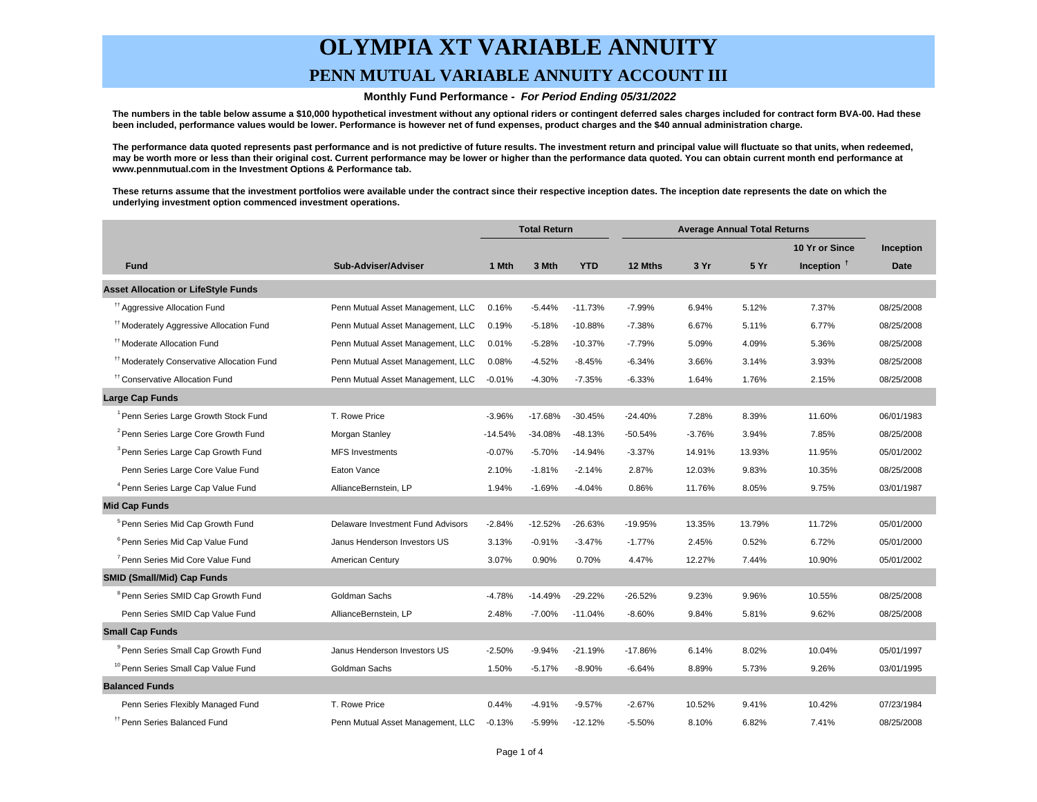# OLYMPIA XT VARIABLE ANNUITY

## PENN MUTUAL VARIABLE ANNUITY ACCOUNT III

**Monthly Fund Performance -** ***For Period Ending 05/31/2022***

**The numbers in the table below assume a $10,000 hypothetical investment without any optional riders or contingent deferred sales charges included for contract form BVA-00. Had these been included, performance values would be lower. Performance is however net of fund expenses, product charges and the $40 annual administration charge.**

**The performance data quoted represents past performance and is not predictive of future results. The investment return and principal value will fluctuate so that units, when redeemed, may be worth more or less than their original cost. Current performance may be lower or higher than the performance data quoted. You can obtain current month end performance at www.pennmutual.com in the Investment Options & Performance tab.**

**These returns assume that the investment portfolios were available under the contract since their respective inception dates. The inception date represents the date on which the underlying investment option commenced investment operations.**

| | | Total Return | | | Average Annual Total Returns | | | | |
|---|---|---|---|---|---|---|---|---|---|
| **Fund** | **Sub-Adviser/Adviser** | **1 Mth** | **3 Mth** | **YTD** | **12 Mths** | **3 Yr** | **5 Yr** | **10 Yr or Since Inception** [†] | **Inception Date** |
| **Asset Allocation or LifeStyle Funds** | | | | | | | | | |
| [††] Aggressive Allocation Fund | Penn Mutual Asset Management, LLC | 0.16% | -5.44% | -11.73% | -7.99% | 6.94% | 5.12% | 7.37% | 08/25/2008 |
| [††] Moderately Aggressive Allocation Fund | Penn Mutual Asset Management, LLC | 0.19% | -5.18% | -10.88% | -7.38% | 6.67% | 5.11% | 6.77% | 08/25/2008 |
| [††] Moderate Allocation Fund | Penn Mutual Asset Management, LLC | 0.01% | -5.28% | -10.37% | -7.79% | 5.09% | 4.09% | 5.36% | 08/25/2008 |
| [††] Moderately Conservative Allocation Fund | Penn Mutual Asset Management, LLC | 0.08% | -4.52% | -8.45% | -6.34% | 3.66% | 3.14% | 3.93% | 08/25/2008 |
| [††] Conservative Allocation Fund | Penn Mutual Asset Management, LLC | -0.01% | -4.30% | -7.35% | -6.33% | 1.64% | 1.76% | 2.15% | 08/25/2008 |
| **Large Cap Funds** | | | | | | | | | |
| [1] Penn Series Large Growth Stock Fund | T. Rowe Price | -3.96% | -17.68% | -30.45% | -24.40% | 7.28% | 8.39% | 11.60% | 06/01/1983 |
| [2] Penn Series Large Core Growth Fund | Morgan Stanley | -14.54% | -34.08% | -48.13% | -50.54% | -3.76% | 3.94% | 7.85% | 08/25/2008 |
| [3] Penn Series Large Cap Growth Fund | MFS Investments | -0.07% | -5.70% | -14.94% | -3.37% | 14.91% | 13.93% | 11.95% | 05/01/2002 |
| Penn Series Large Core Value Fund | Eaton Vance | 2.10% | -1.81% | -2.14% | 2.87% | 12.03% | 9.83% | 10.35% | 08/25/2008 |
| [4] Penn Series Large Cap Value Fund | AllianceBernstein, LP | 1.94% | -1.69% | -4.04% | 0.86% | 11.76% | 8.05% | 9.75% | 03/01/1987 |
| **Mid Cap Funds** | | | | | | | | | |
| [5] Penn Series Mid Cap Growth Fund | Delaware Investment Fund Advisors | -2.84% | -12.52% | -26.63% | -19.95% | 13.35% | 13.79% | 11.72% | 05/01/2000 |
| [6] Penn Series Mid Cap Value Fund | Janus Henderson Investors US | 3.13% | -0.91% | -3.47% | -1.77% | 2.45% | 0.52% | 6.72% | 05/01/2000 |
| [7] Penn Series Mid Core Value Fund | American Century | 3.07% | 0.90% | 0.70% | 4.47% | 12.27% | 7.44% | 10.90% | 05/01/2002 |
| **SMID (Small/Mid) Cap Funds** | | | | | | | | | |
| [8] Penn Series SMID Cap Growth Fund | Goldman Sachs | -4.78% | -14.49% | -29.22% | -26.52% | 9.23% | 9.96% | 10.55% | 08/25/2008 |
| Penn Series SMID Cap Value Fund | AllianceBernstein, LP | 2.48% | -7.00% | -11.04% | -8.60% | 9.84% | 5.81% | 9.62% | 08/25/2008 |
| **Small Cap Funds** | | | | | | | | | |
| [9] Penn Series Small Cap Growth Fund | Janus Henderson Investors US | -2.50% | -9.94% | -21.19% | -17.86% | 6.14% | 8.02% | 10.04% | 05/01/1997 |
| [10] Penn Series Small Cap Value Fund | Goldman Sachs | 1.50% | -5.17% | -8.90% | -6.64% | 8.89% | 5.73% | 9.26% | 03/01/1995 |
| **Balanced Funds** | | | | | | | | | |
| Penn Series Flexibly Managed Fund | T. Rowe Price | 0.44% | -4.91% | -9.57% | -2.67% | 10.52% | 9.41% | 10.42% | 07/23/1984 |
| [††] Penn Series Balanced Fund | Penn Mutual Asset Management, LLC | -0.13% | -5.99% | -12.12% | -5.50% | 8.10% | 6.82% | 7.41% | 08/25/2008 |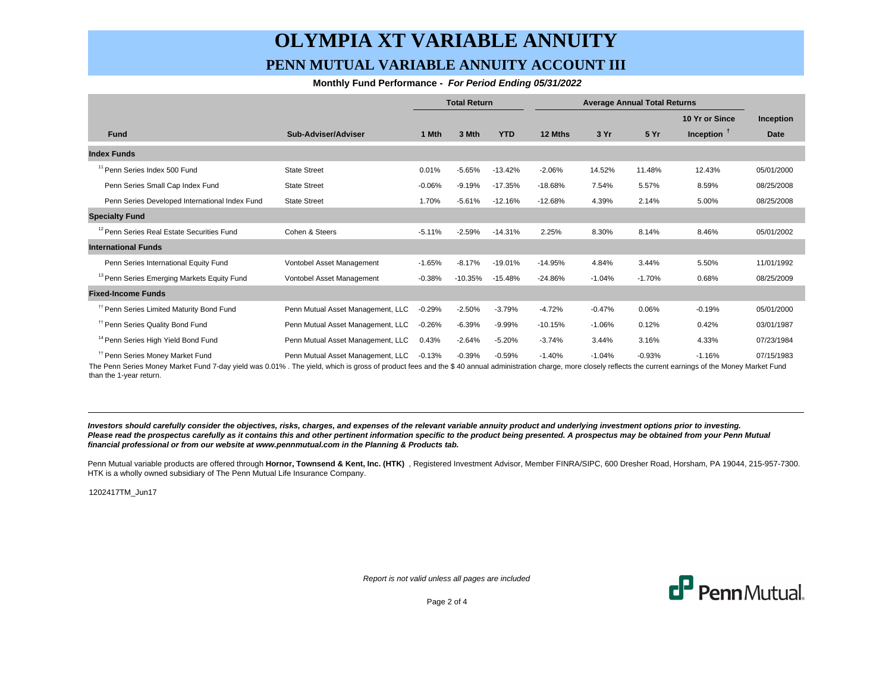# OLYMPIA XT VARIABLE ANNUITY

## PENN MUTUAL VARIABLE ANNUITY ACCOUNT III

**Monthly Fund Performance - *For Period Ending 05/31/2022***

| | | Total Return | | | Average Annual Total Returns | | | | |
|---|---|---|---|---|---|---|---|---|---|
| **Fund** | **Sub-Adviser/Adviser** | **1 Mth** | **3 Mth** | **YTD** | **12 Mths** | **3 Yr** | **5 Yr** | **10 Yr or Since Inception** † | **Inception Date** |
| **Index Funds** | | | | | | | | | |
| [11] Penn Series Index 500 Fund | State Street | 0.01% | -5.65% | -13.42% | -2.06% | 14.52% | 11.48% | 12.43% | 05/01/2000 |
| Penn Series Small Cap Index Fund | State Street | -0.06% | -9.19% | -17.35% | -18.68% | 7.54% | 5.57% | 8.59% | 08/25/2008 |
| Penn Series Developed International Index Fund | State Street | 1.70% | -5.61% | -12.16% | -12.68% | 4.39% | 2.14% | 5.00% | 08/25/2008 |
| **Specialty Fund** | | | | | | | | | |
| [12] Penn Series Real Estate Securities Fund | Cohen & Steers | -5.11% | -2.59% | -14.31% | 2.25% | 8.30% | 8.14% | 8.46% | 05/01/2002 |
| **International Funds** | | | | | | | | | |
| Penn Series International Equity Fund | Vontobel Asset Management | -1.65% | -8.17% | -19.01% | -14.95% | 4.84% | 3.44% | 5.50% | 11/01/1992 |
| [13] Penn Series Emerging Markets Equity Fund | Vontobel Asset Management | -0.38% | -10.35% | -15.48% | -24.86% | -1.04% | -1.70% | 0.68% | 08/25/2009 |
| **Fixed-Income Funds** | | | | | | | | | |
| [††] Penn Series Limited Maturity Bond Fund | Penn Mutual Asset Management, LLC | -0.29% | -2.50% | -3.79% | -4.72% | -0.47% | 0.06% | -0.19% | 05/01/2000 |
| [††] Penn Series Quality Bond Fund | Penn Mutual Asset Management, LLC | -0.26% | -6.39% | -9.99% | -10.15% | -1.06% | 0.12% | 0.42% | 03/01/1987 |
| [14] Penn Series High Yield Bond Fund | Penn Mutual Asset Management, LLC | 0.43% | -2.64% | -5.20% | -3.74% | 3.44% | 3.16% | 4.33% | 07/23/1984 |
| [††] Penn Series Money Market Fund | Penn Mutual Asset Management, LLC | -0.13% | -0.39% | -0.59% | -1.40% | -1.04% | -0.93% | -1.16% | 07/15/1983 |

The Penn Series Money Market Fund 7-day yield was 0.01% . The yield, which is gross of product fees and the $ 40 annual administration charge, more closely reflects the current earnings of the Money Market Fund than the 1-year return.

---

***Investors should carefully consider the objectives, risks, charges, and expenses of the relevant variable annuity product and underlying investment options prior to investing. Please read the prospectus carefully as it contains this and other pertinent information specific to the product being presented. A prospectus may be obtained from your Penn Mutual financial professional or from our website at www.pennmutual.com in the Planning & Products tab.***

Penn Mutual variable products are offered through **Hornor, Townsend & Kent, Inc. (HTK)** , Registered Investment Advisor, Member FINRA/SIPC, 600 Dresher Road, Horsham, PA 19044, 215-957-7300. HTK is a wholly owned subsidiary of The Penn Mutual Life Insurance Company.

1202417TM_Jun17

*Report is not valid unless all pages are included*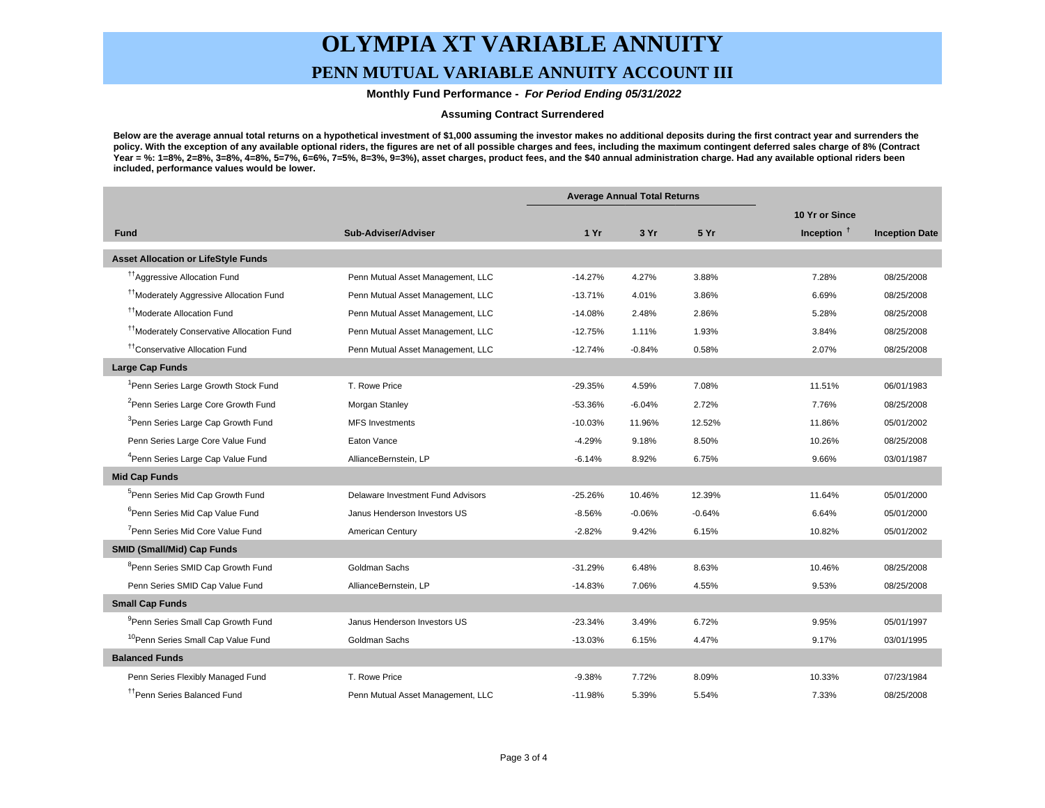# OLYMPIA XT VARIABLE ANNUITY

## PENN MUTUAL VARIABLE ANNUITY ACCOUNT III

**Monthly Fund Performance - *For Period Ending 05/31/2022***

**Assuming Contract Surrendered**

**Below are the average annual total returns on a hypothetical investment of $1,000 assuming the investor makes no additional deposits during the first contract year and surrenders the policy. With the exception of any available optional riders, the figures are net of all possible charges and fees, including the maximum contingent deferred sales charge of 8% (Contract Year = %: 1=8%, 2=8%, 3=8%, 4=8%, 5=7%, 6=6%, 7=5%, 8=3%, 9=3%), asset charges, product fees, and the $40 annual administration charge. Had any available optional riders been included, performance values would be lower.**

| | | Average Annual Total Returns | | | | |
|---|---|---|---|---|---|---|
| **Fund** | **Sub-Adviser/Adviser** | **1 Yr** | **3 Yr** | **5 Yr** | **10 Yr or Since Inception †** | **Inception Date** |
| **Asset Allocation or LifeStyle Funds** | | | | | | |
| ††Aggressive Allocation Fund | Penn Mutual Asset Management, LLC | -14.27% | 4.27% | 3.88% | 7.28% | 08/25/2008 |
| ††Moderately Aggressive Allocation Fund | Penn Mutual Asset Management, LLC | -13.71% | 4.01% | 3.86% | 6.69% | 08/25/2008 |
| ††Moderate Allocation Fund | Penn Mutual Asset Management, LLC | -14.08% | 2.48% | 2.86% | 5.28% | 08/25/2008 |
| ††Moderately Conservative Allocation Fund | Penn Mutual Asset Management, LLC | -12.75% | 1.11% | 1.93% | 3.84% | 08/25/2008 |
| ††Conservative Allocation Fund | Penn Mutual Asset Management, LLC | -12.74% | -0.84% | 0.58% | 2.07% | 08/25/2008 |
| **Large Cap Funds** | | | | | | |
| [1]Penn Series Large Growth Stock Fund | T. Rowe Price | -29.35% | 4.59% | 7.08% | 11.51% | 06/01/1983 |
| [2]Penn Series Large Core Growth Fund | Morgan Stanley | -53.36% | -6.04% | 2.72% | 7.76% | 08/25/2008 |
| [3]Penn Series Large Cap Growth Fund | MFS Investments | -10.03% | 11.96% | 12.52% | 11.86% | 05/01/2002 |
| Penn Series Large Core Value Fund | Eaton Vance | -4.29% | 9.18% | 8.50% | 10.26% | 08/25/2008 |
| [4]Penn Series Large Cap Value Fund | AllianceBernstein, LP | -6.14% | 8.92% | 6.75% | 9.66% | 03/01/1987 |
| **Mid Cap Funds** | | | | | | |
| [5]Penn Series Mid Cap Growth Fund | Delaware Investment Fund Advisors | -25.26% | 10.46% | 12.39% | 11.64% | 05/01/2000 |
| [6]Penn Series Mid Cap Value Fund | Janus Henderson Investors US | -8.56% | -0.06% | -0.64% | 6.64% | 05/01/2000 |
| [7]Penn Series Mid Core Value Fund | American Century | -2.82% | 9.42% | 6.15% | 10.82% | 05/01/2002 |
| **SMID (Small/Mid) Cap Funds** | | | | | | |
| [8]Penn Series SMID Cap Growth Fund | Goldman Sachs | -31.29% | 6.48% | 8.63% | 10.46% | 08/25/2008 |
| Penn Series SMID Cap Value Fund | AllianceBernstein, LP | -14.83% | 7.06% | 4.55% | 9.53% | 08/25/2008 |
| **Small Cap Funds** | | | | | | |
| [9]Penn Series Small Cap Growth Fund | Janus Henderson Investors US | -23.34% | 3.49% | 6.72% | 9.95% | 05/01/1997 |
| [10]Penn Series Small Cap Value Fund | Goldman Sachs | -13.03% | 6.15% | 4.47% | 9.17% | 03/01/1995 |
| **Balanced Funds** | | | | | | |
| Penn Series Flexibly Managed Fund | T. Rowe Price | -9.38% | 7.72% | 8.09% | 10.33% | 07/23/1984 |
| ††Penn Series Balanced Fund | Penn Mutual Asset Management, LLC | -11.98% | 5.39% | 5.54% | 7.33% | 08/25/2008 |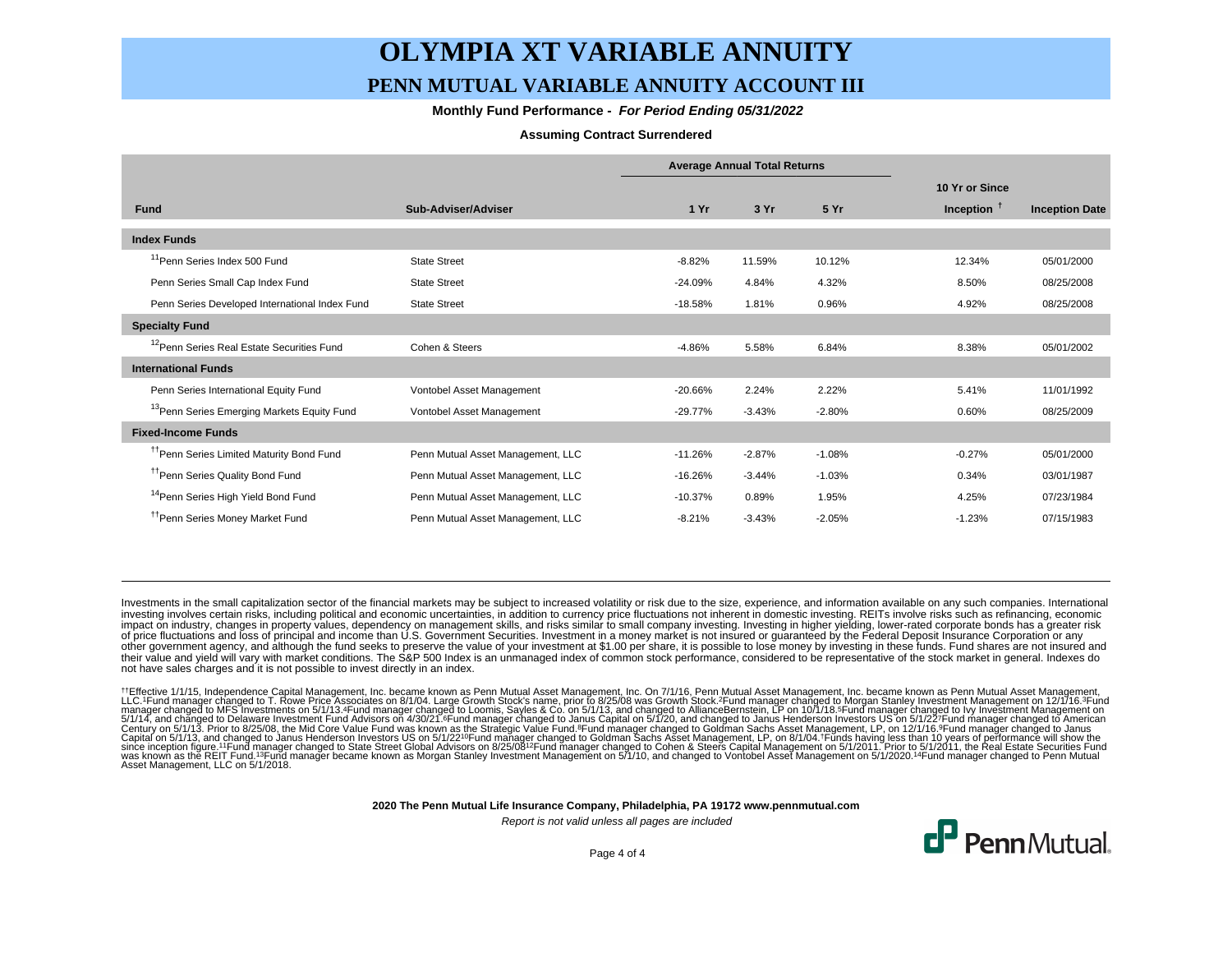# OLYMPIA XT VARIABLE ANNUITY

## PENN MUTUAL VARIABLE ANNUITY ACCOUNT III

**Monthly Fund Performance -** ***For Period Ending 05/31/2022***

**Assuming Contract Surrendered**

| | | Average Annual Total Returns | | | | |
|---|---|---|---|---|---|---|
| **Fund** | **Sub-Adviser/Adviser** | **1 Yr** | **3 Yr** | **5 Yr** | **10 Yr or Since Inception †** | **Inception Date** |
| **Index Funds** | | | | | | |
| [11]Penn Series Index 500 Fund | State Street | -8.82% | 11.59% | 10.12% | 12.34% | 05/01/2000 |
| Penn Series Small Cap Index Fund | State Street | -24.09% | 4.84% | 4.32% | 8.50% | 08/25/2008 |
| Penn Series Developed International Index Fund | State Street | -18.58% | 1.81% | 0.96% | 4.92% | 08/25/2008 |
| **Specialty Fund** | | | | | | |
| [12]Penn Series Real Estate Securities Fund | Cohen & Steers | -4.86% | 5.58% | 6.84% | 8.38% | 05/01/2002 |
| **International Funds** | | | | | | |
| Penn Series International Equity Fund | Vontobel Asset Management | -20.66% | 2.24% | 2.22% | 5.41% | 11/01/1992 |
| [13]Penn Series Emerging Markets Equity Fund | Vontobel Asset Management | -29.77% | -3.43% | -2.80% | 0.60% | 08/25/2009 |
| **Fixed-Income Funds** | | | | | | |
| [††]Penn Series Limited Maturity Bond Fund | Penn Mutual Asset Management, LLC | -11.26% | -2.87% | -1.08% | -0.27% | 05/01/2000 |
| [††]Penn Series Quality Bond Fund | Penn Mutual Asset Management, LLC | -16.26% | -3.44% | -1.03% | 0.34% | 03/01/1987 |
| [14]Penn Series High Yield Bond Fund | Penn Mutual Asset Management, LLC | -10.37% | 0.89% | 1.95% | 4.25% | 07/23/1984 |
| [††]Penn Series Money Market Fund | Penn Mutual Asset Management, LLC | -8.21% | -3.43% | -2.05% | -1.23% | 07/15/1983 |

Investments in the small capitalization sector of the financial markets may be subject to increased volatility or risk due to the size, experience, and information available on any such companies. International investing involves certain risks, including political and economic uncertainties, in addition to currency price fluctuations not inherent in domestic investing. REITs involve risks such as refinancing, economic impact on industry, changes in property values, dependency on management skills, and risks similar to small company investing. Investing in higher yielding, lower-rated corporate bonds has a greater risk of price fluctuations and loss of principal and income than U.S. Government Securities. Investment in a money market is not insured or guaranteed by the Federal Deposit Insurance Corporation or any other government agency, and although the fund seeks to preserve the value of your investment at $1.00 per share, it is possible to lose money by investing in these funds. Fund shares are not insured and their value and yield will vary with market conditions. The S&P 500 Index is an unmanaged index of common stock performance, considered to be representative of the stock market in general. Indexes do not have sales charges and it is not possible to invest directly in an index.

[††]Effective 1/1/15, Independence Capital Management, Inc. became known as Penn Mutual Asset Management, Inc. On 7/1/16, Penn Mutual Asset Management, Inc. became known as Penn Mutual Asset Management, LLC.[1]Fund manager changed to T. Rowe Price Associates on 8/1/04. Large Growth Stock's name, prior to 8/25/08 was Growth Stock.[2]Fund manager changed to Morgan Stanley Investment Management on 12/1/16.[3]Fund manager changed to MFS Investments on 5/1/13.[4]Fund manager changed to Loomis, Sayles & Co. on 5/1/13, and changed to AllianceBernstein, LP on 10/1/18.[5]Fund manager changed to Ivy Investment Management on 5/1/14, and changed to Delaware Investment Fund Advisors on 4/30/21.[6]Fund manager changed to Janus Capital on 5/1/20, and changed to Janus Henderson Investors US on 5/1/22[7]Fund manager changed to American Century on 5/1/13. Prior to 8/25/08, the Mid Core Value Fund was known as the Strategic Value Fund.[8]Fund manager changed to Goldman Sachs Asset Management, LP, on 12/1/16.[9]Fund manager changed to Janus Capital on 5/1/13, and changed to Janus Henderson Investors US on 5/1/22[10]Fund manager changed to Goldman Sachs Asset Management, LP, on 8/1/04.[†]Funds having less than 10 years of performance will show the since inception figure.[11]Fund manager changed to State Street Global Advisors on 8/25/08[12]Fund manager changed to Cohen & Steers Capital Management on 5/1/2011. Prior to 5/1/2011, the Real Estate Securities Fund was known as the REIT Fund.[13]Fund manager became known as Morgan Stanley Investment Management on 5/1/10, and changed to Vontobel Asset Management on 5/1/2020.[14]Fund manager changed to Penn Mutual Asset Management, LLC on 5/1/2018.

**2020 The Penn Mutual Life Insurance Company, Philadelphia, PA 19172 www.pennmutual.com**

*Report is not valid unless all pages are included*

Penn Mutual.